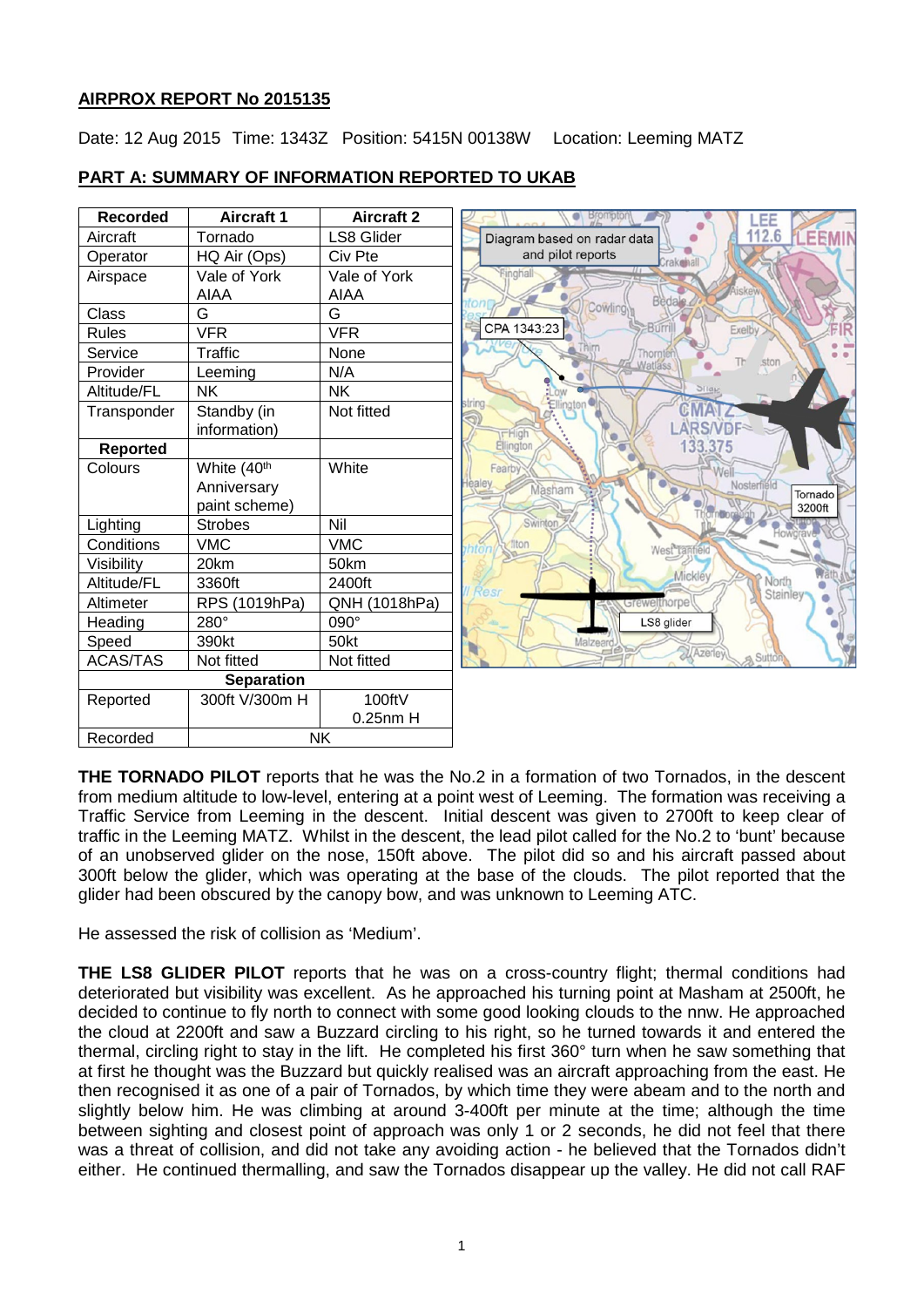**AIRPROX REPORT No 2015135**

Date: 12 Aug 2015 Time: 1343Z Position: 5415N 00138W Location: Leeming MATZ

**PART A: SUMMARY OF INFORMATION REPORTED TO UKAB**

| Recorded | Aircraft 1 | Aircraft 2 |
|---|---|---|
| Aircraft | Tornado | LS8 Glider |
| Operator | HQ Air (Ops) | Civ Pte |
| Airspace | Vale of York AIAA | Vale of York AIAA |
| Class | G | G |
| Rules | VFR | VFR |
| Service | Traffic | None |
| Provider | Leeming | N/A |
| Altitude/FL | NK | NK |
| Transponder | Standby (in information) | Not fitted |
| **Reported** | | |
| Colours | White (40th Anniversary paint scheme) | White |
| Lighting | Strobes | Nil |
| Conditions | VMC | VMC |
| Visibility | 20km | 50km |
| Altitude/FL | 3360ft | 2400ft |
| Altimeter | RPS (1019hPa) | QNH (1018hPa) |
| Heading | 280° | 090° |
| Speed | 390kt | 50kt |
| ACAS/TAS | Not fitted | Not fitted |
| **Separation** | | |
| Reported | 300ft V/300m H | 100ftV 0.25nm H |
| Recorded | NK | |

Diagram based on radar data and pilot reports

CPA 1343:23

Tornado 3200ft

LS8 glider

**THE TORNADO PILOT** reports that he was the No.2 in a formation of two Tornados, in the descent from medium altitude to low-level, entering at a point west of Leeming. The formation was receiving a Traffic Service from Leeming in the descent. Initial descent was given to 2700ft to keep clear of traffic in the Leeming MATZ. Whilst in the descent, the lead pilot called for the No.2 to 'bunt' because of an unobserved glider on the nose, 150ft above. The pilot did so and his aircraft passed about 300ft below the glider, which was operating at the base of the clouds. The pilot reported that the glider had been obscured by the canopy bow, and was unknown to Leeming ATC.

He assessed the risk of collision as 'Medium'.

**THE LS8 GLIDER PILOT** reports that he was on a cross-country flight; thermal conditions had deteriorated but visibility was excellent. As he approached his turning point at Masham at 2500ft, he decided to continue to fly north to connect with some good looking clouds to the nnw. He approached the cloud at 2200ft and saw a Buzzard circling to his right, so he turned towards it and entered the thermal, circling right to stay in the lift. He completed his first 360° turn when he saw something that at first he thought was the Buzzard but quickly realised was an aircraft approaching from the east. He then recognised it as one of a pair of Tornados, by which time they were abeam and to the north and slightly below him. He was climbing at around 3-400ft per minute at the time; although the time between sighting and closest point of approach was only 1 or 2 seconds, he did not feel that there was a threat of collision, and did not take any avoiding action - he believed that the Tornados didn't either. He continued thermalling, and saw the Tornados disappear up the valley. He did not call RAF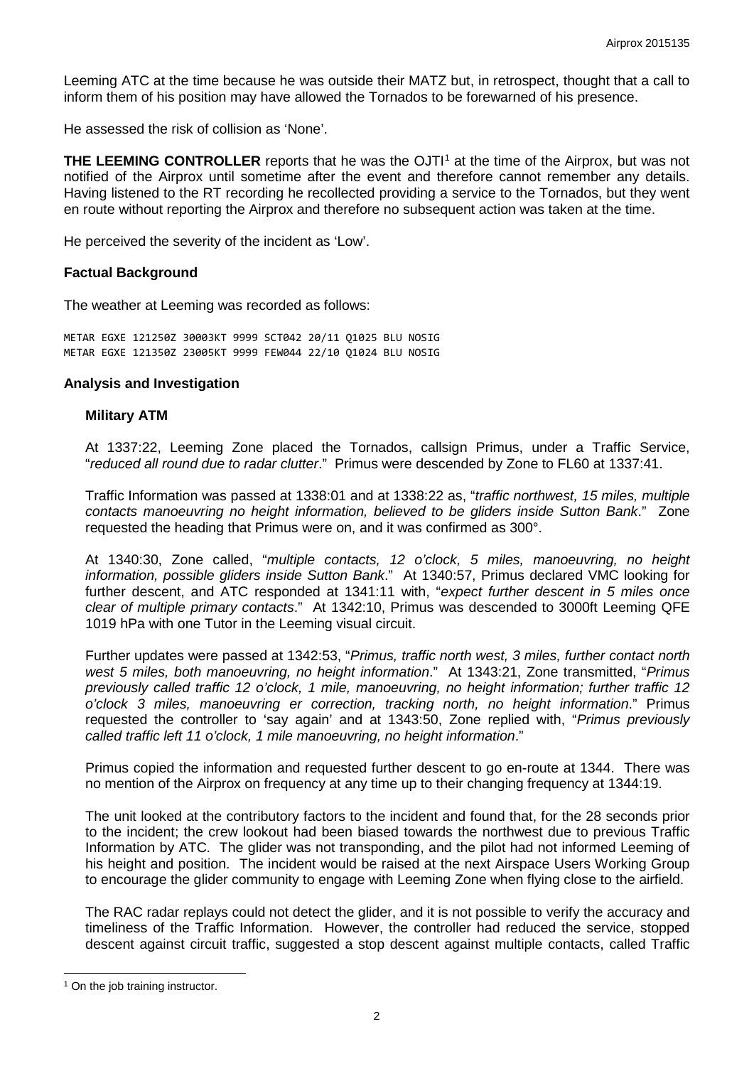Leeming ATC at the time because he was outside their MATZ but, in retrospect, thought that a call to inform them of his position may have allowed the Tornados to be forewarned of his presence.

He assessed the risk of collision as 'None'.

**THE LEEMING CONTROLLER** reports that he was the OJTI[1] at the time of the Airprox, but was not notified of the Airprox until sometime after the event and therefore cannot remember any details. Having listened to the RT recording he recollected providing a service to the Tornados, but they went en route without reporting the Airprox and therefore no subsequent action was taken at the time.

He perceived the severity of the incident as 'Low'.

### Factual Background

The weather at Leeming was recorded as follows:

```
METAR EGXE 121250Z 30003KT 9999 SCT042 20/11 Q1025 BLU NOSIG
METAR EGXE 121350Z 23005KT 9999 FEW044 22/10 Q1024 BLU NOSIG
```

### Analysis and Investigation

#### Military ATM

At 1337:22, Leeming Zone placed the Tornados, callsign Primus, under a Traffic Service, "*reduced all round due to radar clutter*." Primus were descended by Zone to FL60 at 1337:41.

Traffic Information was passed at 1338:01 and at 1338:22 as, "*traffic northwest, 15 miles, multiple contacts manoeuvring no height information, believed to be gliders inside Sutton Bank*." Zone requested the heading that Primus were on, and it was confirmed as 300°.

At 1340:30, Zone called, "*multiple contacts, 12 o'clock, 5 miles, manoeuvring, no height information, possible gliders inside Sutton Bank*." At 1340:57, Primus declared VMC looking for further descent, and ATC responded at 1341:11 with, "*expect further descent in 5 miles once clear of multiple primary contacts*." At 1342:10, Primus was descended to 3000ft Leeming QFE 1019 hPa with one Tutor in the Leeming visual circuit.

Further updates were passed at 1342:53, "*Primus, traffic north west, 3 miles, further contact north west 5 miles, both manoeuvring, no height information*." At 1343:21, Zone transmitted, "*Primus previously called traffic 12 o'clock, 1 mile, manoeuvring, no height information; further traffic 12 o'clock 3 miles, manoeuvring er correction, tracking north, no height information*." Primus requested the controller to 'say again' and at 1343:50, Zone replied with, "*Primus previously called traffic left 11 o'clock, 1 mile manoeuvring, no height information*."

Primus copied the information and requested further descent to go en-route at 1344. There was no mention of the Airprox on frequency at any time up to their changing frequency at 1344:19.

The unit looked at the contributory factors to the incident and found that, for the 28 seconds prior to the incident; the crew lookout had been biased towards the northwest due to previous Traffic Information by ATC. The glider was not transponding, and the pilot had not informed Leeming of his height and position. The incident would be raised at the next Airspace Users Working Group to encourage the glider community to engage with Leeming Zone when flying close to the airfield.

The RAC radar replays could not detect the glider, and it is not possible to verify the accuracy and timeliness of the Traffic Information. However, the controller had reduced the service, stopped descent against circuit traffic, suggested a stop descent against multiple contacts, called Traffic

[1] On the job training instructor.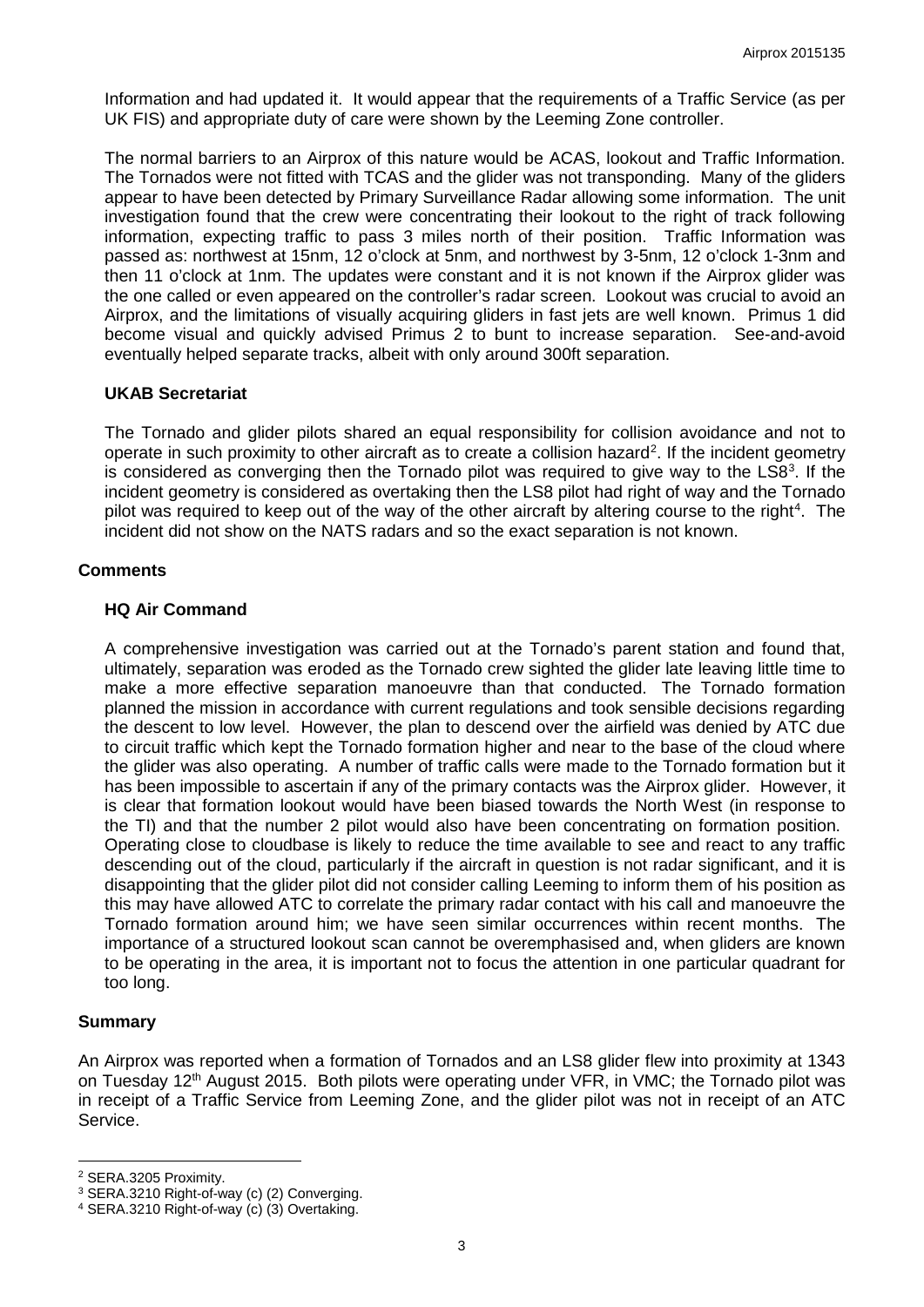Information and had updated it. It would appear that the requirements of a Traffic Service (as per UK FIS) and appropriate duty of care were shown by the Leeming Zone controller.

The normal barriers to an Airprox of this nature would be ACAS, lookout and Traffic Information. The Tornados were not fitted with TCAS and the glider was not transponding. Many of the gliders appear to have been detected by Primary Surveillance Radar allowing some information. The unit investigation found that the crew were concentrating their lookout to the right of track following information, expecting traffic to pass 3 miles north of their position. Traffic Information was passed as: northwest at 15nm, 12 o'clock at 5nm, and northwest by 3-5nm, 12 o'clock 1-3nm and then 11 o'clock at 1nm. The updates were constant and it is not known if the Airprox glider was the one called or even appeared on the controller's radar screen. Lookout was crucial to avoid an Airprox, and the limitations of visually acquiring gliders in fast jets are well known. Primus 1 did become visual and quickly advised Primus 2 to bunt to increase separation. See-and-avoid eventually helped separate tracks, albeit with only around 300ft separation.

### UKAB Secretariat

The Tornado and glider pilots shared an equal responsibility for collision avoidance and not to operate in such proximity to other aircraft as to create a collision hazard[2]. If the incident geometry is considered as converging then the Tornado pilot was required to give way to the LS8[3]. If the incident geometry is considered as overtaking then the LS8 pilot had right of way and the Tornado pilot was required to keep out of the way of the other aircraft by altering course to the right[4]. The incident did not show on the NATS radars and so the exact separation is not known.

## Comments

### HQ Air Command

A comprehensive investigation was carried out at the Tornado's parent station and found that, ultimately, separation was eroded as the Tornado crew sighted the glider late leaving little time to make a more effective separation manoeuvre than that conducted. The Tornado formation planned the mission in accordance with current regulations and took sensible decisions regarding the descent to low level. However, the plan to descend over the airfield was denied by ATC due to circuit traffic which kept the Tornado formation higher and near to the base of the cloud where the glider was also operating. A number of traffic calls were made to the Tornado formation but it has been impossible to ascertain if any of the primary contacts was the Airprox glider. However, it is clear that formation lookout would have been biased towards the North West (in response to the TI) and that the number 2 pilot would also have been concentrating on formation position. Operating close to cloudbase is likely to reduce the time available to see and react to any traffic descending out of the cloud, particularly if the aircraft in question is not radar significant, and it is disappointing that the glider pilot did not consider calling Leeming to inform them of his position as this may have allowed ATC to correlate the primary radar contact with his call and manoeuvre the Tornado formation around him; we have seen similar occurrences within recent months. The importance of a structured lookout scan cannot be overemphasised and, when gliders are known to be operating in the area, it is important not to focus the attention in one particular quadrant for too long.

## Summary

An Airprox was reported when a formation of Tornados and an LS8 glider flew into proximity at 1343 on Tuesday 12th August 2015. Both pilots were operating under VFR, in VMC; the Tornado pilot was in receipt of a Traffic Service from Leeming Zone, and the glider pilot was not in receipt of an ATC Service.

---

[2] SERA.3205 Proximity.

[3] SERA.3210 Right-of-way (c) (2) Converging.

[4] SERA.3210 Right-of-way (c) (3) Overtaking.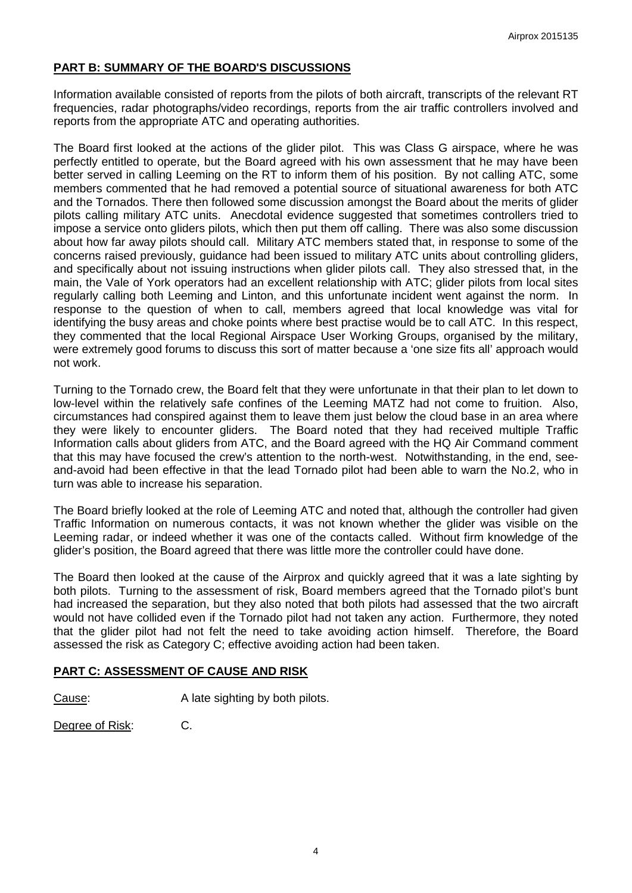## PART B: SUMMARY OF THE BOARD'S DISCUSSIONS

Information available consisted of reports from the pilots of both aircraft, transcripts of the relevant RT frequencies, radar photographs/video recordings, reports from the air traffic controllers involved and reports from the appropriate ATC and operating authorities.

The Board first looked at the actions of the glider pilot. This was Class G airspace, where he was perfectly entitled to operate, but the Board agreed with his own assessment that he may have been better served in calling Leeming on the RT to inform them of his position. By not calling ATC, some members commented that he had removed a potential source of situational awareness for both ATC and the Tornados. There then followed some discussion amongst the Board about the merits of glider pilots calling military ATC units. Anecdotal evidence suggested that sometimes controllers tried to impose a service onto gliders pilots, which then put them off calling. There was also some discussion about how far away pilots should call. Military ATC members stated that, in response to some of the concerns raised previously, guidance had been issued to military ATC units about controlling gliders, and specifically about not issuing instructions when glider pilots call. They also stressed that, in the main, the Vale of York operators had an excellent relationship with ATC; glider pilots from local sites regularly calling both Leeming and Linton, and this unfortunate incident went against the norm. In response to the question of when to call, members agreed that local knowledge was vital for identifying the busy areas and choke points where best practise would be to call ATC. In this respect, they commented that the local Regional Airspace User Working Groups, organised by the military, were extremely good forums to discuss this sort of matter because a 'one size fits all' approach would not work.

Turning to the Tornado crew, the Board felt that they were unfortunate in that their plan to let down to low-level within the relatively safe confines of the Leeming MATZ had not come to fruition. Also, circumstances had conspired against them to leave them just below the cloud base in an area where they were likely to encounter gliders. The Board noted that they had received multiple Traffic Information calls about gliders from ATC, and the Board agreed with the HQ Air Command comment that this may have focused the crew's attention to the north-west. Notwithstanding, in the end, see-and-avoid had been effective in that the lead Tornado pilot had been able to warn the No.2, who in turn was able to increase his separation.

The Board briefly looked at the role of Leeming ATC and noted that, although the controller had given Traffic Information on numerous contacts, it was not known whether the glider was visible on the Leeming radar, or indeed whether it was one of the contacts called. Without firm knowledge of the glider's position, the Board agreed that there was little more the controller could have done.

The Board then looked at the cause of the Airprox and quickly agreed that it was a late sighting by both pilots. Turning to the assessment of risk, Board members agreed that the Tornado pilot's bunt had increased the separation, but they also noted that both pilots had assessed that the two aircraft would not have collided even if the Tornado pilot had not taken any action. Furthermore, they noted that the glider pilot had not felt the need to take avoiding action himself. Therefore, the Board assessed the risk as Category C; effective avoiding action had been taken.

## PART C: ASSESSMENT OF CAUSE AND RISK

Cause: A late sighting by both pilots.

Degree of Risk: C.